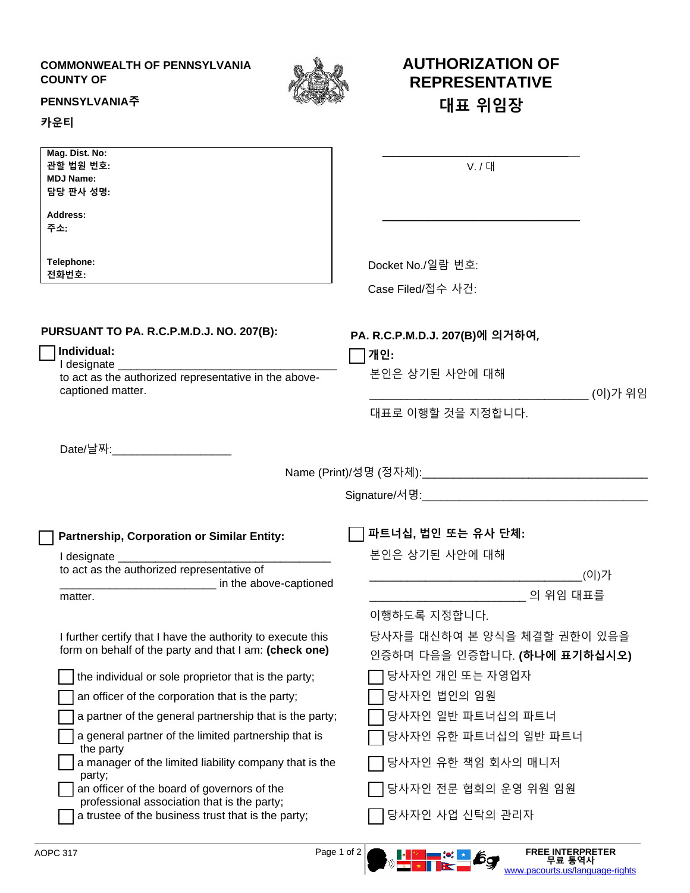**COMMONWEALTH OF PENNSYLVANIA**
**COUNTY OF**

**PENNSYLVANIA주**

**카운티**

# AUTHORIZATION OF REPRESENTATIVE
# 대표 위임장

| |
|---|
| **Mag. Dist. No:** |
| **관할 법원 번호:** |
| **MDJ Name:** |
| **담당 판사 성명:** |
| **Address:** |
| **주소:** |
| **Telephone:** |
| **전화번호:** |

______________________________

V. / 대

______________________________

Docket No./일람 번호:

Case Filed/접수 사건:

**PURSUANT TO PA. R.C.P.M.D.J. NO. 207(B):**

☐ **Individual:**
I designate ___________________________________ to act as the authorized representative in the above-captioned matter.

**PA. R.C.P.M.D.J. 207(B)에 의거하여,**

☐ **개인:**
본인은 상기된 사안에 대해 ___________________________________ (이)가 위임 대표로 이행할 것을 지정합니다.

Date/날짜:___________________

Name (Print)/성명 (정자체):___________________________________

Signature/서명:___________________________________

☐ **Partnership, Corporation or Similar Entity:**

I designate ___________________________________ to act as the authorized representative of _________________________ in the above-captioned matter.

I further certify that I have the authority to execute this form on behalf of the party and that I am: **(check one)**

- ☐ the individual or sole proprietor that is the party;
- ☐ an officer of the corporation that is the party;
- ☐ a partner of the general partnership that is the party;
- ☐ a general partner of the limited partnership that is the party
- ☐ a manager of the limited liability company that is the party;
- ☐ an officer of the board of governors of the professional association that is the party;
- ☐ a trustee of the business trust that is the party;

☐ **파트너십, 법인 또는 유사 단체:**

본인은 상기된 사안에 대해 __________________________________(이)가 _________________________ 의 위임 대표를 이행하도록 지정합니다.

당사자를 대신하여 본 양식을 체결할 권한이 있음을 인증하며 다음을 인증합니다. **(하나에 표기하십시오)**

- ☐ 당사자인 개인 또는 자영업자
- ☐ 당사자인 법인의 임원
- ☐ 당사자인 일반 파트너십의 파트너
- ☐ 당사자인 유한 파트너십의 일반 파트너
- ☐ 당사자인 유한 책임 회사의 매니저
- ☐ 당사자인 전문 협회의 운영 위원 임원
- ☐ 당사자인 사업 신탁의 관리자

AOPC 317

**FREE INTERPRETER**
**무료 통역사**
www.pacourts.us/language-rights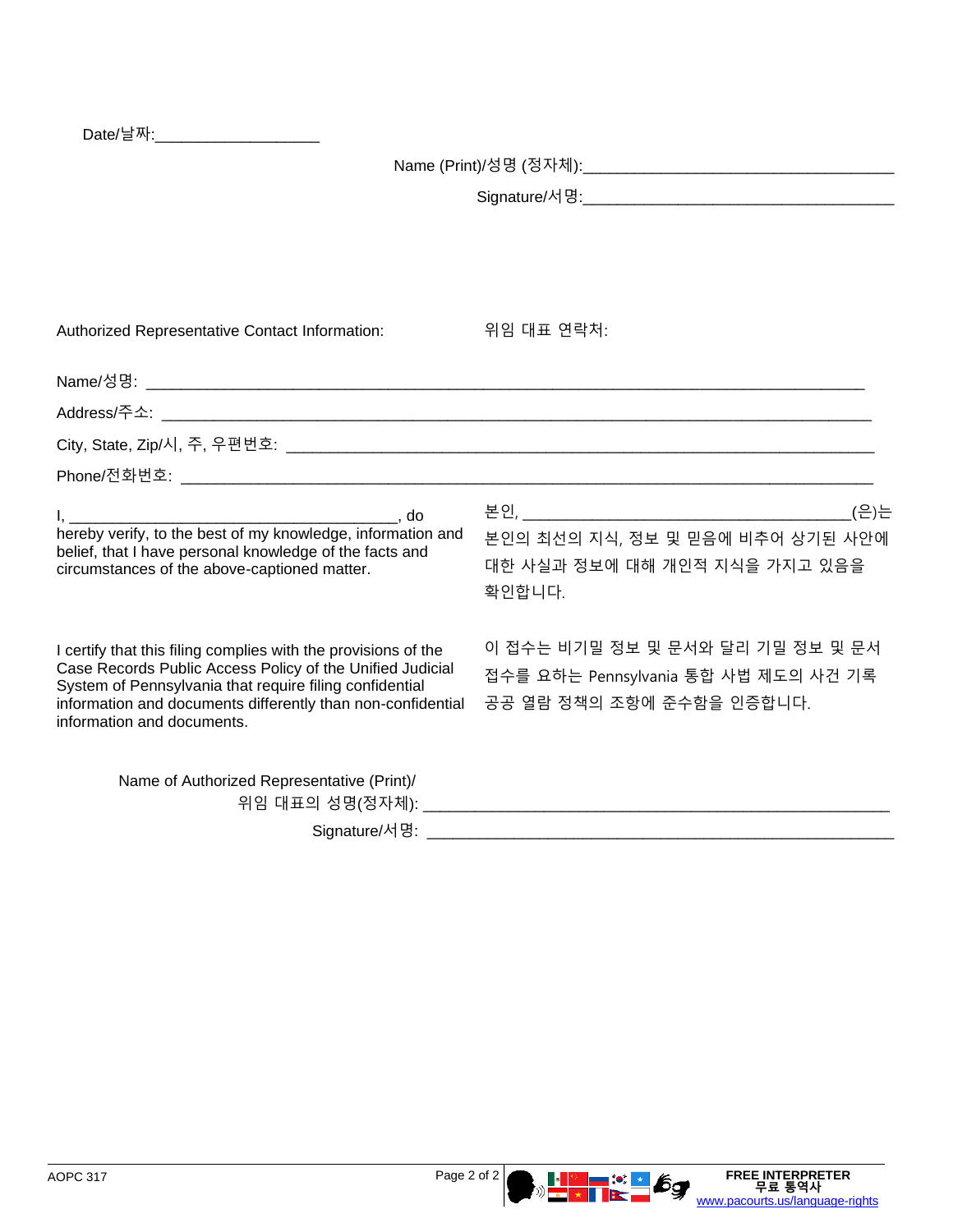Date/날짜:___________________

Name (Print)/성명 (정자체):___________________________________

Signature/서명:___________________________________

Authorized Representative Contact Information:

위임 대표 연락처:

Name/성명: ___________________________________________________________________________

Address/주소: _________________________________________________________________________

City, State, Zip/시, 주, 우편번호: _________________________________________________________

Phone/전화번호: _______________________________________________________________________

I, ____________________________________, do hereby verify, to the best of my knowledge, information and belief, that I have personal knowledge of the facts and circumstances of the above-captioned matter.

본인, ____________________________________(은)는 본인의 최선의 지식, 정보 및 믿음에 비추어 상기된 사안에 대한 사실과 정보에 대해 개인적 지식을 가지고 있음을 확인합니다.

I certify that this filing complies with the provisions of the Case Records Public Access Policy of the Unified Judicial System of Pennsylvania that require filing confidential information and documents differently than non-confidential information and documents.

이 접수는 비기밀 정보 및 문서와 달리 기밀 정보 및 문서 접수를 요하는 Pennsylvania 통합 사법 제도의 사건 기록 공공 열람 정책의 조항에 준수함을 인증합니다.

Name of Authorized Representative (Print)/
위임 대표의 성명(정자체): ___________________________________________________

Signature/서명: ___________________________________________________

AOPC 317

FREE INTERPRETER
무료 통역사
www.pacourts.us/language-rights